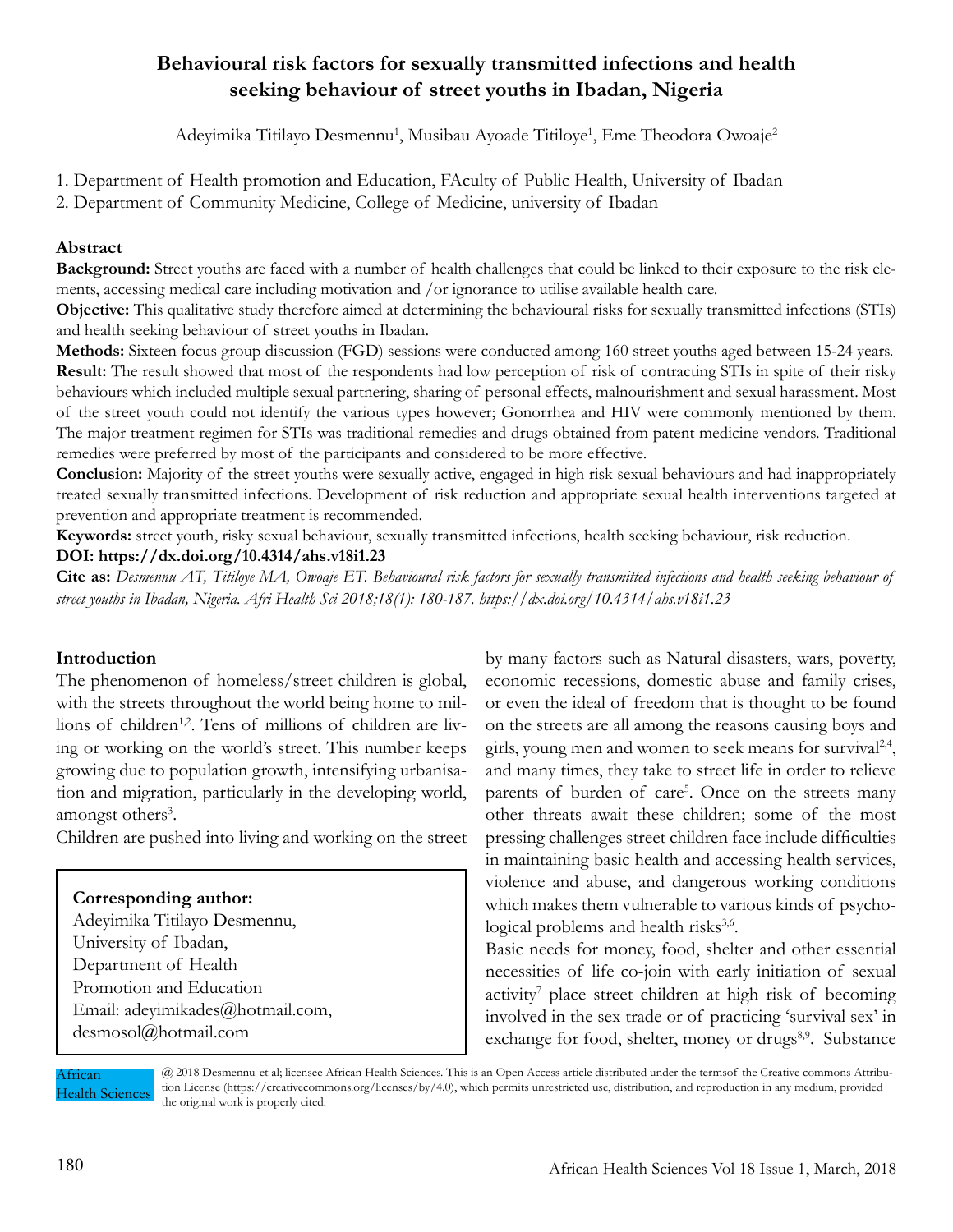# Behavioural risk factors for sexually transmitted infections and health seeking behaviour of street youths in Ibadan, Nigeria

Adeyimika Titilayo Desmennu[1], Musibau Ayoade Titiloye[1], Eme Theodora Owoaje[2]

1. Department of Health promotion and Education, FAculty of Public Health, University of Ibadan
2. Department of Community Medicine, College of Medicine, university of Ibadan

## Abstract

**Background:** Street youths are faced with a number of health challenges that could be linked to their exposure to the risk elements, accessing medical care including motivation and /or ignorance to utilise available health care.

**Objective:** This qualitative study therefore aimed at determining the behavioural risks for sexually transmitted infections (STIs) and health seeking behaviour of street youths in Ibadan.

**Methods:** Sixteen focus group discussion (FGD) sessions were conducted among 160 street youths aged between 15-24 years.

**Result:** The result showed that most of the respondents had low perception of risk of contracting STIs in spite of their risky behaviours which included multiple sexual partnering, sharing of personal effects, malnourishment and sexual harassment. Most of the street youth could not identify the various types however; Gonorrhea and HIV were commonly mentioned by them. The major treatment regimen for STIs was traditional remedies and drugs obtained from patent medicine vendors. Traditional remedies were preferred by most of the participants and considered to be more effective.

**Conclusion:** Majority of the street youths were sexually active, engaged in high risk sexual behaviours and had inappropriately treated sexually transmitted infections. Development of risk reduction and appropriate sexual health interventions targeted at prevention and appropriate treatment is recommended.

**Keywords:** street youth, risky sexual behaviour, sexually transmitted infections, health seeking behaviour, risk reduction.

**DOI: https://dx.doi.org/10.4314/ahs.v18i1.23**

**Cite as:** *Desmennu AT, Titiloye MA, Owoaje ET. Behavioural risk factors for sexually transmitted infections and health seeking behaviour of street youths in Ibadan, Nigeria. Afri Health Sci 2018;18(1): 180-187. https://dx.doi.org/10.4314/ahs.v18i1.23*

## Introduction

The phenomenon of homeless/street children is global, with the streets throughout the world being home to millions of children[1,2]. Tens of millions of children are living or working on the world's street. This number keeps growing due to population growth, intensifying urbanisation and migration, particularly in the developing world, amongst others[3].

Children are pushed into living and working on the street by many factors such as Natural disasters, wars, poverty, economic recessions, domestic abuse and family crises, or even the ideal of freedom that is thought to be found on the streets are all among the reasons causing boys and girls, young men and women to seek means for survival[2,4], and many times, they take to street life in order to relieve parents of burden of care[5]. Once on the streets many other threats await these children; some of the most pressing challenges street children face include difficulties in maintaining basic health and accessing health services, violence and abuse, and dangerous working conditions which makes them vulnerable to various kinds of psychological problems and health risks[3,6].

Basic needs for money, food, shelter and other essential necessities of life co-join with early initiation of sexual activity[7] place street children at high risk of becoming involved in the sex trade or of practicing 'survival sex' in exchange for food, shelter, money or drugs[8,9]. Substance

**Corresponding author:**
Adeyimika Titilayo Desmennu,
University of Ibadan,
Department of Health
Promotion and Education
Email: adeyimikades@hotmail.com,
desmosol@hotmail.com

African Health Sciences @ 2018 Desmennu et al; licensee African Health Sciences. This is an Open Access article distributed under the termsof the Creative commons Attribution License (https://creativecommons.org/licenses/by/4.0), which permits unrestricted use, distribution, and reproduction in any medium, provided the original work is properly cited.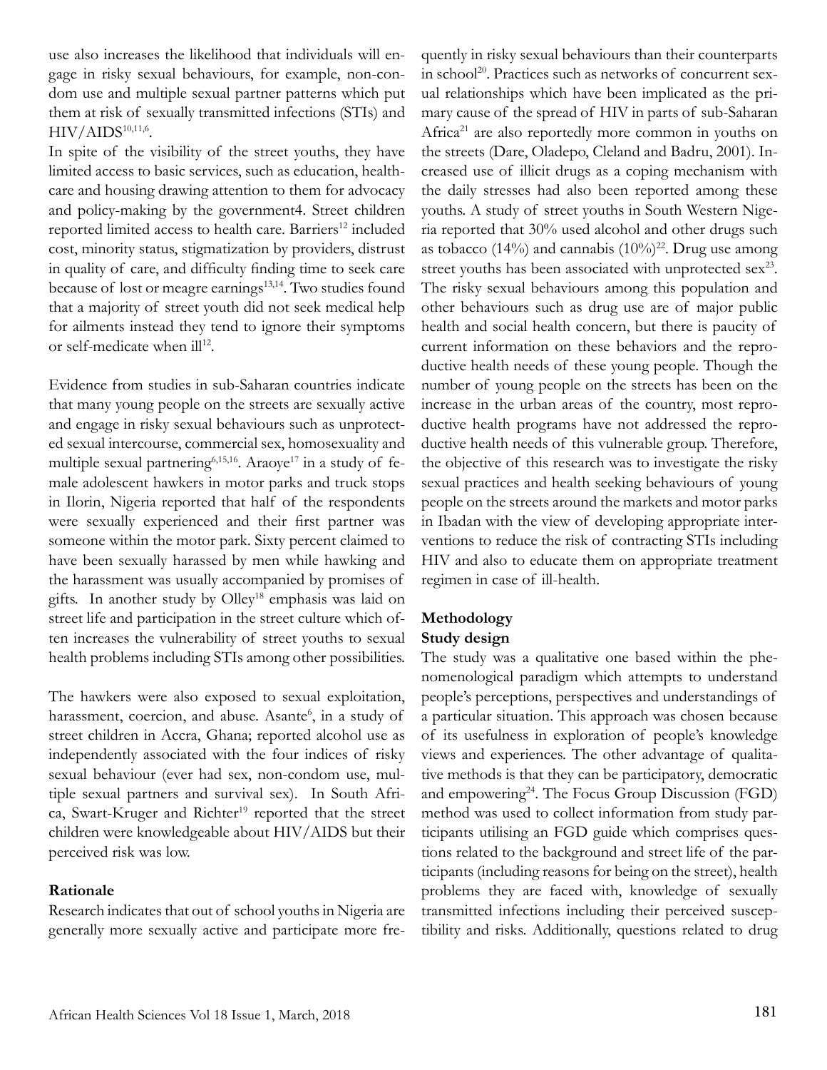use also increases the likelihood that individuals will engage in risky sexual behaviours, for example, non-condom use and multiple sexual partner patterns which put them at risk of sexually transmitted infections (STIs) and HIV/AIDS[10,11,6].

In spite of the visibility of the street youths, they have limited access to basic services, such as education, healthcare and housing drawing attention to them for advocacy and policy-making by the government4. Street children reported limited access to health care. Barriers[12] included cost, minority status, stigmatization by providers, distrust in quality of care, and difficulty finding time to seek care because of lost or meagre earnings[13,14]. Two studies found that a majority of street youth did not seek medical help for ailments instead they tend to ignore their symptoms or self-medicate when ill[12].

Evidence from studies in sub-Saharan countries indicate that many young people on the streets are sexually active and engage in risky sexual behaviours such as unprotected sexual intercourse, commercial sex, homosexuality and multiple sexual partnering[6,15,16]. Araoye[17] in a study of female adolescent hawkers in motor parks and truck stops in Ilorin, Nigeria reported that half of the respondents were sexually experienced and their first partner was someone within the motor park. Sixty percent claimed to have been sexually harassed by men while hawking and the harassment was usually accompanied by promises of gifts. In another study by Olley[18] emphasis was laid on street life and participation in the street culture which often increases the vulnerability of street youths to sexual health problems including STIs among other possibilities.

The hawkers were also exposed to sexual exploitation, harassment, coercion, and abuse. Asante[6], in a study of street children in Accra, Ghana; reported alcohol use as independently associated with the four indices of risky sexual behaviour (ever had sex, non-condom use, multiple sexual partners and survival sex). In South Africa, Swart-Kruger and Richter[19] reported that the street children were knowledgeable about HIV/AIDS but their perceived risk was low.

## Rationale

Research indicates that out of school youths in Nigeria are generally more sexually active and participate more frequently in risky sexual behaviours than their counterparts in school[20]. Practices such as networks of concurrent sexual relationships which have been implicated as the primary cause of the spread of HIV in parts of sub-Saharan Africa[21] are also reportedly more common in youths on the streets (Dare, Oladepo, Cleland and Badru, 2001). Increased use of illicit drugs as a coping mechanism with the daily stresses had also been reported among these youths. A study of street youths in South Western Nigeria reported that 30% used alcohol and other drugs such as tobacco (14%) and cannabis (10%)[22]. Drug use among street youths has been associated with unprotected sex[23]. The risky sexual behaviours among this population and other behaviours such as drug use are of major public health and social health concern, but there is paucity of current information on these behaviors and the reproductive health needs of these young people. Though the number of young people on the streets has been on the increase in the urban areas of the country, most reproductive health programs have not addressed the reproductive health needs of this vulnerable group. Therefore, the objective of this research was to investigate the risky sexual practices and health seeking behaviours of young people on the streets around the markets and motor parks in Ibadan with the view of developing appropriate interventions to reduce the risk of contracting STIs including HIV and also to educate them on appropriate treatment regimen in case of ill-health.

## Methodology

### Study design

The study was a qualitative one based within the phenomenological paradigm which attempts to understand people's perceptions, perspectives and understandings of a particular situation. This approach was chosen because of its usefulness in exploration of people's knowledge views and experiences. The other advantage of qualitative methods is that they can be participatory, democratic and empowering[24]. The Focus Group Discussion (FGD) method was used to collect information from study participants utilising an FGD guide which comprises questions related to the background and street life of the participants (including reasons for being on the street), health problems they are faced with, knowledge of sexually transmitted infections including their perceived susceptibility and risks. Additionally, questions related to drug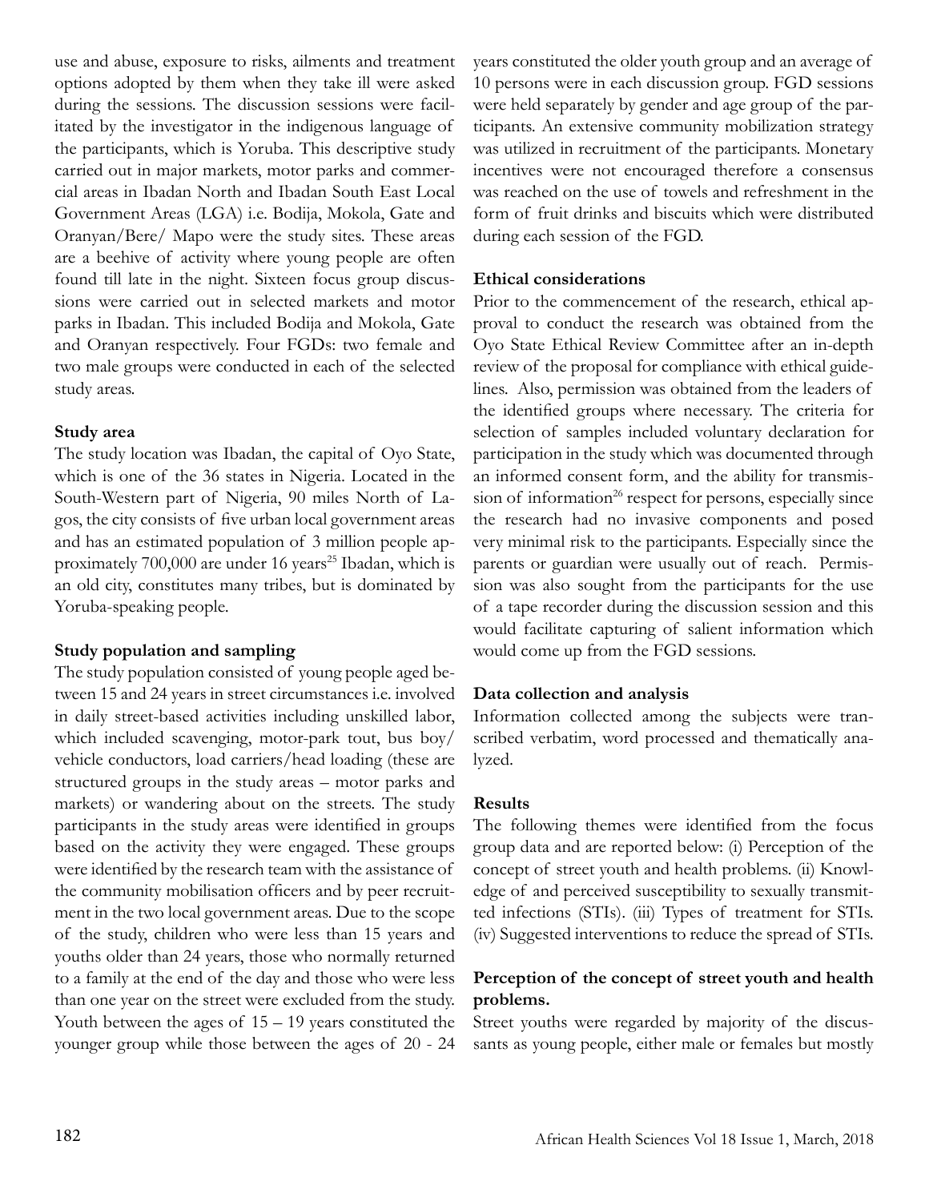use and abuse, exposure to risks, ailments and treatment options adopted by them when they take ill were asked during the sessions. The discussion sessions were facilitated by the investigator in the indigenous language of the participants, which is Yoruba. This descriptive study carried out in major markets, motor parks and commercial areas in Ibadan North and Ibadan South East Local Government Areas (LGA) i.e. Bodija, Mokola, Gate and Oranyan/Bere/ Mapo were the study sites. These areas are a beehive of activity where young people are often found till late in the night. Sixteen focus group discussions were carried out in selected markets and motor parks in Ibadan. This included Bodija and Mokola, Gate and Oranyan respectively. Four FGDs: two female and two male groups were conducted in each of the selected study areas.

**Study area**

The study location was Ibadan, the capital of Oyo State, which is one of the 36 states in Nigeria. Located in the South-Western part of Nigeria, 90 miles North of Lagos, the city consists of five urban local government areas and has an estimated population of 3 million people approximately 700,000 are under 16 years[25] Ibadan, which is an old city, constitutes many tribes, but is dominated by Yoruba-speaking people.

**Study population and sampling**

The study population consisted of young people aged between 15 and 24 years in street circumstances i.e. involved in daily street-based activities including unskilled labor, which included scavenging, motor-park tout, bus boy/ vehicle conductors, load carriers/head loading (these are structured groups in the study areas – motor parks and markets) or wandering about on the streets. The study participants in the study areas were identified in groups based on the activity they were engaged. These groups were identified by the research team with the assistance of the community mobilisation officers and by peer recruitment in the two local government areas. Due to the scope of the study, children who were less than 15 years and youths older than 24 years, those who normally returned to a family at the end of the day and those who were less than one year on the street were excluded from the study. Youth between the ages of 15 – 19 years constituted the younger group while those between the ages of 20 - 24 years constituted the older youth group and an average of 10 persons were in each discussion group. FGD sessions were held separately by gender and age group of the participants. An extensive community mobilization strategy was utilized in recruitment of the participants. Monetary incentives were not encouraged therefore a consensus was reached on the use of towels and refreshment in the form of fruit drinks and biscuits which were distributed during each session of the FGD.

**Ethical considerations**

Prior to the commencement of the research, ethical approval to conduct the research was obtained from the Oyo State Ethical Review Committee after an in-depth review of the proposal for compliance with ethical guidelines. Also, permission was obtained from the leaders of the identified groups where necessary. The criteria for selection of samples included voluntary declaration for participation in the study which was documented through an informed consent form, and the ability for transmission of information[26] respect for persons, especially since the research had no invasive components and posed very minimal risk to the participants. Especially since the parents or guardian were usually out of reach. Permission was also sought from the participants for the use of a tape recorder during the discussion session and this would facilitate capturing of salient information which would come up from the FGD sessions.

**Data collection and analysis**

Information collected among the subjects were transcribed verbatim, word processed and thematically analyzed.

**Results**

The following themes were identified from the focus group data and are reported below: (i) Perception of the concept of street youth and health problems. (ii) Knowledge of and perceived susceptibility to sexually transmitted infections (STIs). (iii) Types of treatment for STIs. (iv) Suggested interventions to reduce the spread of STIs.

**Perception of the concept of street youth and health problems.**

Street youths were regarded by majority of the discussants as young people, either male or females but mostly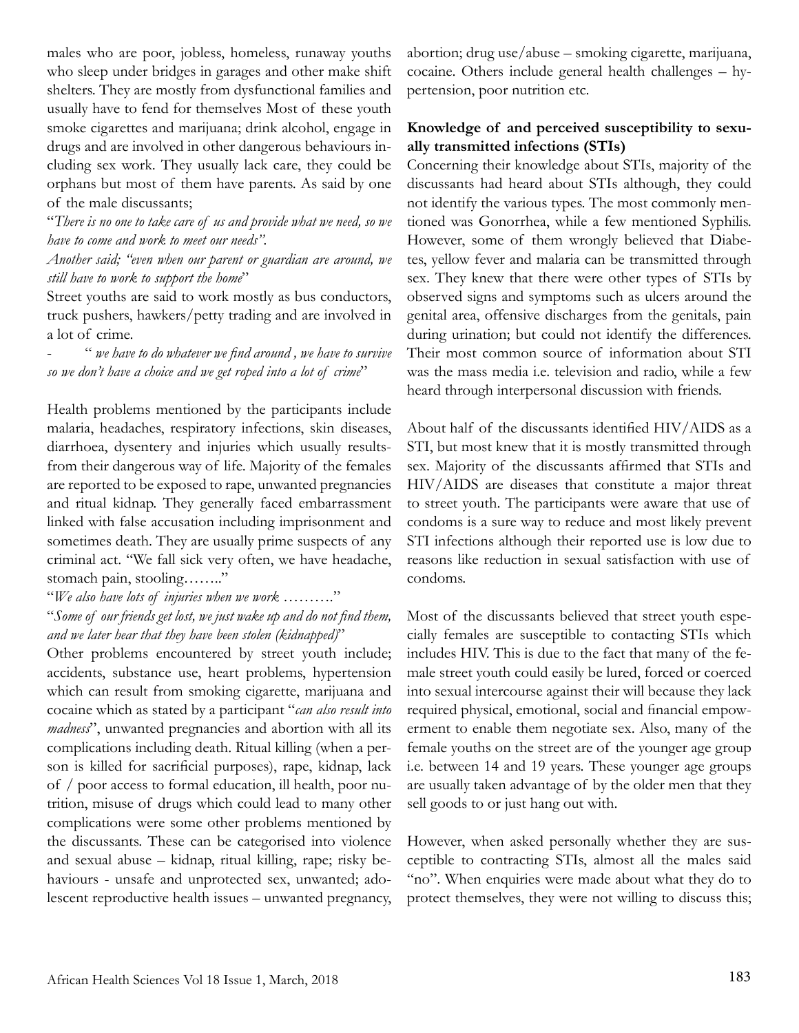males who are poor, jobless, homeless, runaway youths who sleep under bridges in garages and other make shift shelters. They are mostly from dysfunctional families and usually have to fend for themselves Most of these youth smoke cigarettes and marijuana; drink alcohol, engage in drugs and are involved in other dangerous behaviours including sex work. They usually lack care, they could be orphans but most of them have parents. As said by one of the male discussants;

"*There is no one to take care of us and provide what we need, so we have to come and work to meet our needs".*

*Another said; "even when our parent or guardian are around, we still have to work to support the home*"

Street youths are said to work mostly as bus conductors, truck pushers, hawkers/petty trading and are involved in a lot of crime.

- " *we have to do whatever we find around , we have to survive so we don't have a choice and we get roped into a lot of crime*"

Health problems mentioned by the participants include malaria, headaches, respiratory infections, skin diseases, diarrhoea, dysentery and injuries which usually resultsfrom their dangerous way of life. Majority of the females are reported to be exposed to rape, unwanted pregnancies and ritual kidnap. They generally faced embarrassment linked with false accusation including imprisonment and sometimes death. They are usually prime suspects of any criminal act. "We fall sick very often, we have headache, stomach pain, stooling……."

"*We also have lots of injuries when we work* ………."

"*Some of our friends get lost, we just wake up and do not find them, and we later hear that they have been stolen (kidnapped)*"

Other problems encountered by street youth include; accidents, substance use, heart problems, hypertension which can result from smoking cigarette, marijuana and cocaine which as stated by a participant "*can also result into madness*", unwanted pregnancies and abortion with all its complications including death. Ritual killing (when a person is killed for sacrificial purposes), rape, kidnap, lack of / poor access to formal education, ill health, poor nutrition, misuse of drugs which could lead to many other complications were some other problems mentioned by the discussants. These can be categorised into violence and sexual abuse – kidnap, ritual killing, rape; risky behaviours - unsafe and unprotected sex, unwanted; adolescent reproductive health issues – unwanted pregnancy, abortion; drug use/abuse – smoking cigarette, marijuana, cocaine. Others include general health challenges – hypertension, poor nutrition etc.

**Knowledge of and perceived susceptibility to sexually transmitted infections (STIs)**

Concerning their knowledge about STIs, majority of the discussants had heard about STIs although, they could not identify the various types. The most commonly mentioned was Gonorrhea, while a few mentioned Syphilis. However, some of them wrongly believed that Diabetes, yellow fever and malaria can be transmitted through sex. They knew that there were other types of STIs by observed signs and symptoms such as ulcers around the genital area, offensive discharges from the genitals, pain during urination; but could not identify the differences. Their most common source of information about STI was the mass media i.e. television and radio, while a few heard through interpersonal discussion with friends.

About half of the discussants identified HIV/AIDS as a STI, but most knew that it is mostly transmitted through sex. Majority of the discussants affirmed that STIs and HIV/AIDS are diseases that constitute a major threat to street youth. The participants were aware that use of condoms is a sure way to reduce and most likely prevent STI infections although their reported use is low due to reasons like reduction in sexual satisfaction with use of condoms.

Most of the discussants believed that street youth especially females are susceptible to contacting STIs which includes HIV. This is due to the fact that many of the female street youth could easily be lured, forced or coerced into sexual intercourse against their will because they lack required physical, emotional, social and financial empowerment to enable them negotiate sex. Also, many of the female youths on the street are of the younger age group i.e. between 14 and 19 years. These younger age groups are usually taken advantage of by the older men that they sell goods to or just hang out with.

However, when asked personally whether they are susceptible to contracting STIs, almost all the males said "no". When enquiries were made about what they do to protect themselves, they were not willing to discuss this;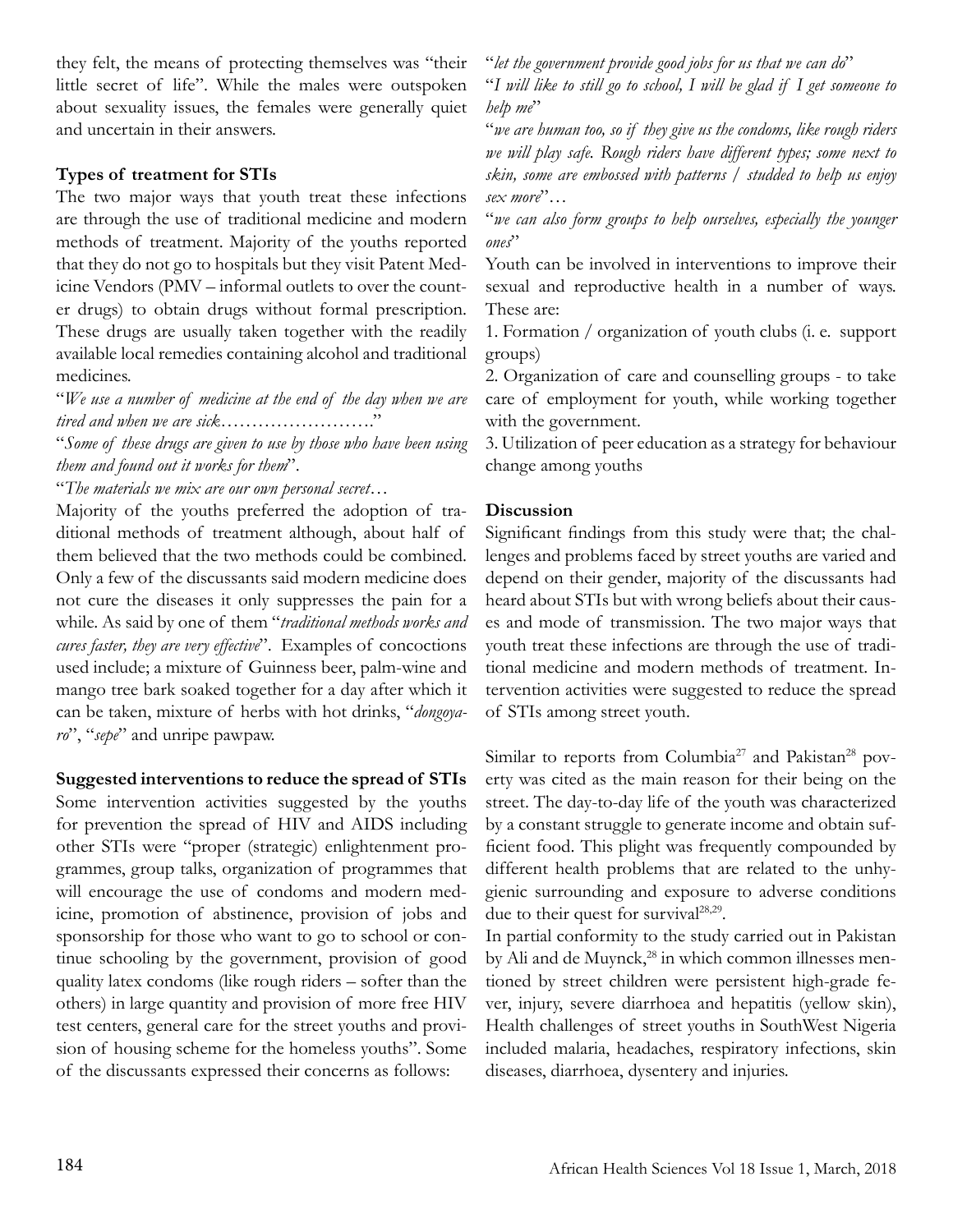they felt, the means of protecting themselves was "their little secret of life". While the males were outspoken about sexuality issues, the females were generally quiet and uncertain in their answers.

**Types of treatment for STIs**

The two major ways that youth treat these infections are through the use of traditional medicine and modern methods of treatment. Majority of the youths reported that they do not go to hospitals but they visit Patent Medicine Vendors (PMV – informal outlets to over the counter drugs) to obtain drugs without formal prescription. These drugs are usually taken together with the readily available local remedies containing alcohol and traditional medicines.

"*We use a number of medicine at the end of the day when we are tired and when we are sick……………………..*"

"*Some of these drugs are given to use by those who have been using them and found out it works for them*".

"*The materials we mix are our own personal secret…*

Majority of the youths preferred the adoption of traditional methods of treatment although, about half of them believed that the two methods could be combined. Only a few of the discussants said modern medicine does not cure the diseases it only suppresses the pain for a while. As said by one of them "*traditional methods works and cures faster, they are very effective*". Examples of concoctions used include; a mixture of Guinness beer, palm-wine and mango tree bark soaked together for a day after which it can be taken, mixture of herbs with hot drinks, "*dongoyaro*", "*sepe*" and unripe pawpaw.

**Suggested interventions to reduce the spread of STIs**

Some intervention activities suggested by the youths for prevention the spread of HIV and AIDS including other STIs were "proper (strategic) enlightenment programmes, group talks, organization of programmes that will encourage the use of condoms and modern medicine, promotion of abstinence, provision of jobs and sponsorship for those who want to go to school or continue schooling by the government, provision of good quality latex condoms (like rough riders – softer than the others) in large quantity and provision of more free HIV test centers, general care for the street youths and provision of housing scheme for the homeless youths". Some of the discussants expressed their concerns as follows:

"*let the government provide good jobs for us that we can do*"

"*I will like to still go to school, I will be glad if I get someone to help me*"

"*we are human too, so if they give us the condoms, like rough riders we will play safe. Rough riders have different types; some next to skin, some are embossed with patterns / studded to help us enjoy sex more*"…

"*we can also form groups to help ourselves, especially the younger ones*"

Youth can be involved in interventions to improve their sexual and reproductive health in a number of ways. These are:

1. Formation / organization of youth clubs (i. e. support groups)
2. Organization of care and counselling groups - to take care of employment for youth, while working together with the government.
3. Utilization of peer education as a strategy for behaviour change among youths

**Discussion**

Significant findings from this study were that; the challenges and problems faced by street youths are varied and depend on their gender, majority of the discussants had heard about STIs but with wrong beliefs about their causes and mode of transmission. The two major ways that youth treat these infections are through the use of traditional medicine and modern methods of treatment. Intervention activities were suggested to reduce the spread of STIs among street youth.

Similar to reports from Columbia[27] and Pakistan[28] poverty was cited as the main reason for their being on the street. The day-to-day life of the youth was characterized by a constant struggle to generate income and obtain sufficient food. This plight was frequently compounded by different health problems that are related to the unhygienic surrounding and exposure to adverse conditions due to their quest for survival[28,29].

In partial conformity to the study carried out in Pakistan by Ali and de Muynck,[28] in which common illnesses mentioned by street children were persistent high-grade fever, injury, severe diarrhoea and hepatitis (yellow skin), Health challenges of street youths in SouthWest Nigeria included malaria, headaches, respiratory infections, skin diseases, diarrhoea, dysentery and injuries.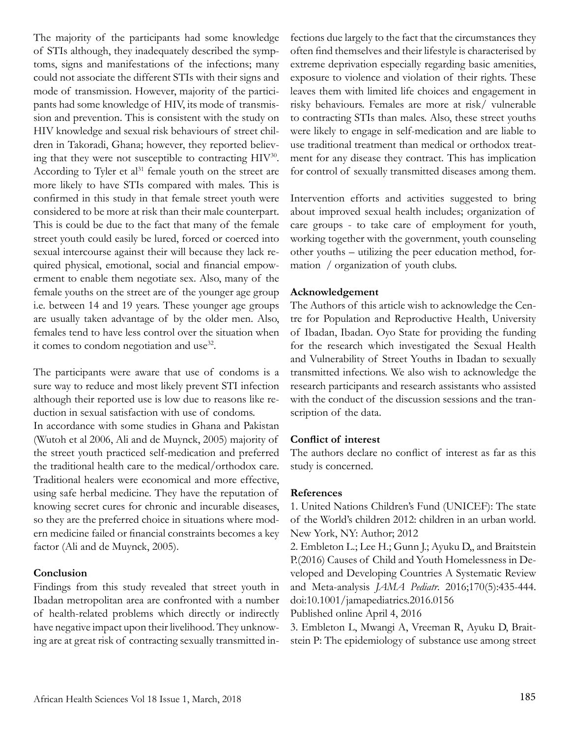The majority of the participants had some knowledge of STIs although, they inadequately described the symptoms, signs and manifestations of the infections; many could not associate the different STIs with their signs and mode of transmission. However, majority of the participants had some knowledge of HIV, its mode of transmission and prevention. This is consistent with the study on HIV knowledge and sexual risk behaviours of street children in Takoradi, Ghana; however, they reported believing that they were not susceptible to contracting HIV[30]. According to Tyler et al[31] female youth on the street are more likely to have STIs compared with males. This is confirmed in this study in that female street youth were considered to be more at risk than their male counterpart. This is could be due to the fact that many of the female street youth could easily be lured, forced or coerced into sexual intercourse against their will because they lack required physical, emotional, social and financial empowerment to enable them negotiate sex. Also, many of the female youths on the street are of the younger age group i.e. between 14 and 19 years. These younger age groups are usually taken advantage of by the older men. Also, females tend to have less control over the situation when it comes to condom negotiation and use[32].

The participants were aware that use of condoms is a sure way to reduce and most likely prevent STI infection although their reported use is low due to reasons like reduction in sexual satisfaction with use of condoms.

In accordance with some studies in Ghana and Pakistan (Wutoh et al 2006, Ali and de Muynck, 2005) majority of the street youth practiced self-medication and preferred the traditional health care to the medical/orthodox care. Traditional healers were economical and more effective, using safe herbal medicine. They have the reputation of knowing secret cures for chronic and incurable diseases, so they are the preferred choice in situations where modern medicine failed or financial constraints becomes a key factor (Ali and de Muynck, 2005).

## Conclusion

Findings from this study revealed that street youth in Ibadan metropolitan area are confronted with a number of health-related problems which directly or indirectly have negative impact upon their livelihood. They unknowing are at great risk of contracting sexually transmitted infections due largely to the fact that the circumstances they often find themselves and their lifestyle is characterised by extreme deprivation especially regarding basic amenities, exposure to violence and violation of their rights. These leaves them with limited life choices and engagement in risky behaviours. Females are more at risk/ vulnerable to contracting STIs than males. Also, these street youths were likely to engage in self-medication and are liable to use traditional treatment than medical or orthodox treatment for any disease they contract. This has implication for control of sexually transmitted diseases among them.

Intervention efforts and activities suggested to bring about improved sexual health includes; organization of care groups - to take care of employment for youth, working together with the government, youth counseling other youths – utilizing the peer education method, formation / organization of youth clubs.

## Acknowledgement

The Authors of this article wish to acknowledge the Centre for Population and Reproductive Health, University of Ibadan, Ibadan. Oyo State for providing the funding for the research which investigated the Sexual Health and Vulnerability of Street Youths in Ibadan to sexually transmitted infections. We also wish to acknowledge the research participants and research assistants who assisted with the conduct of the discussion sessions and the transcription of the data.

## Conflict of interest

The authors declare no conflict of interest as far as this study is concerned.

## References

1. United Nations Children's Fund (UNICEF): The state of the World's children 2012: children in an urban world. New York, NY: Author; 2012

2. Embleton L.; Lee H.; Gunn J.; Ayuku D,, and Braitstein P.(2016) Causes of Child and Youth Homelessness in Developed and Developing Countries A Systematic Review and Meta-analysis *JAMA Pediatr*. 2016;170(5):435-444. doi:10.1001/jamapediatrics.2016.0156
Published online April 4, 2016

3. Embleton L, Mwangi A, Vreeman R, Ayuku D, Braitstein P: The epidemiology of substance use among street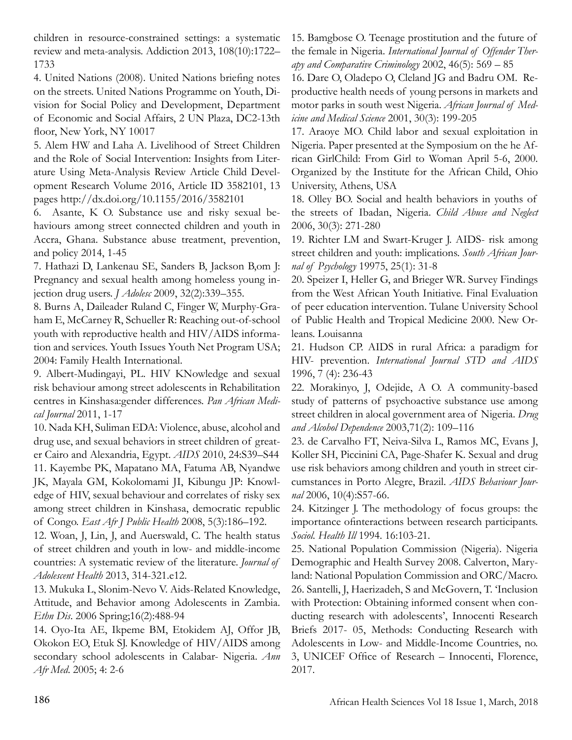children in resource-constrained settings: a systematic review and meta-analysis. Addiction 2013, 108(10):1722–1733

4. United Nations (2008). United Nations briefing notes on the streets. United Nations Programme on Youth, Division for Social Policy and Development, Department of Economic and Social Affairs, 2 UN Plaza, DC2-13th floor, New York, NY 10017

5. Alem HW and Laha A. Livelihood of Street Children and the Role of Social Intervention: Insights from Literature Using Meta-Analysis Review Article Child Development Research Volume 2016, Article ID 3582101, 13 pages http://dx.doi.org/10.1155/2016/3582101

6. Asante, K O. Substance use and risky sexual behaviours among street connected children and youth in Accra, Ghana. Substance abuse treatment, prevention, and policy 2014, 1-45

7. Hathazi D, Lankenau SE, Sanders B, Jackson B,om J: Pregnancy and sexual health among homeless young injection drug users. *J Adolesc* 2009, 32(2):339–355.

8. Burns A, Daileader Ruland C, Finger W, Murphy-Graham E, McCarney R, Schueller R: Reaching out-of-school youth with reproductive health and HIV/AIDS information and services. Youth Issues Youth Net Program USA; 2004: Family Health International.

9. Albert-Mudingayi, PL. HIV KNowledge and sexual risk behaviour among street adolescents in Rehabilitation centres in Kinshasa:gender differences. *Pan African Medical Journal* 2011, 1-17

10. Nada KH, Suliman EDA: Violence, abuse, alcohol and drug use, and sexual behaviors in street children of greater Cairo and Alexandria, Egypt. *AIDS* 2010, 24:S39–S44

11. Kayembe PK, Mapatano MA, Fatuma AB, Nyandwe JK, Mayala GM, Kokolomami JI, Kibungu JP: Knowledge of HIV, sexual behaviour and correlates of risky sex among street children in Kinshasa, democratic republic of Congo. *East Afr J Public Health* 2008, 5(3):186–192.

12. Woan, J, Lin, J, and Auerswald, C. The health status of street children and youth in low- and middle-income countries: A systematic review of the literature. *Journal of Adolescent Health* 2013, 314-321.e12.

13. Mukuka L, Slonim-Nevo V. Aids-Related Knowledge, Attitude, and Behavior among Adolescents in Zambia. *Ethn Dis*. 2006 Spring;16(2):488-94

14. Oyo-Ita AE, Ikpeme BM, Etokidem AJ, Offor JB, Okokon EO, Etuk SJ. Knowledge of HIV/AIDS among secondary school adolescents in Calabar- Nigeria. *Ann Afr Med*. 2005; 4: 2-6

15. Bamgbose O. Teenage prostitution and the future of the female in Nigeria. *International Journal of Offender Therapy and Comparative Criminology* 2002, 46(5): 569 – 85

16. Dare O, Oladepo O, Cleland JG and Badru OM. Reproductive health needs of young persons in markets and motor parks in south west Nigeria. *African Journal of Medicine and Medical Science* 2001, 30(3): 199-205

17. Araoye MO. Child labor and sexual exploitation in Nigeria. Paper presented at the Symposium on the he African GirlChild: From Girl to Woman April 5-6, 2000. Organized by the Institute for the African Child, Ohio University, Athens, USA

18. Olley BO. Social and health behaviors in youths of the streets of Ibadan, Nigeria. *Child Abuse and Neglect* 2006, 30(3): 271-280

19. Richter LM and Swart-Kruger J. AIDS- risk among street children and youth: implications. *South African Journal of Psychology* 19975, 25(1): 31-8

20. Speizer I, Heller G, and Brieger WR. Survey Findings from the West African Youth Initiative. Final Evaluation of peer education intervention. Tulane University School of Public Health and Tropical Medicine 2000. New Orleans. Louisanna

21. Hudson CP. AIDS in rural Africa: a paradigm for HIV- prevention. *International Journal STD and AIDS* 1996, 7 (4): 236-43

22. Morakinyo, J, Odejide, A O. A community-based study of patterns of psychoactive substance use among street children in alocal government area of Nigeria. *Drug and Alcohol Dependence* 2003,71(2): 109–116

23. de Carvalho FT, Neiva-Silva L, Ramos MC, Evans J, Koller SH, Piccinini CA, Page-Shafer K. Sexual and drug use risk behaviors among children and youth in street circumstances in Porto Alegre, Brazil. *AIDS Behaviour Journal* 2006, 10(4):S57-66.

24. Kitzinger J. The methodology of focus groups: the importance ofinteractions between research participants. *Sociol. Health Ill* 1994. 16:103-21.

25. National Population Commission (Nigeria). Nigeria Demographic and Health Survey 2008. Calverton, Maryland: National Population Commission and ORC/Macro.

26. Santelli, J, Haerizadeh, S and McGovern, T. 'Inclusion with Protection: Obtaining informed consent when conducting research with adolescents', Innocenti Research Briefs 2017- 05, Methods: Conducting Research with Adolescents in Low- and Middle-Income Countries, no. 3, UNICEF Office of Research – Innocenti, Florence, 2017.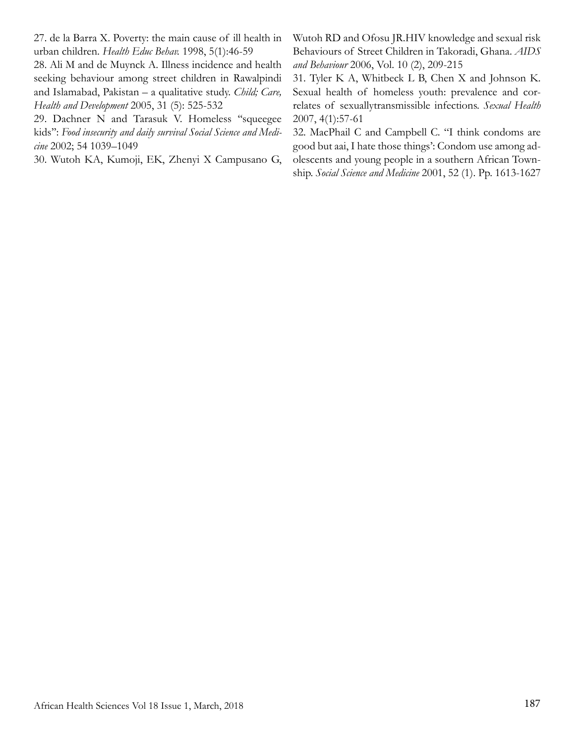27. de la Barra X. Poverty: the main cause of ill health in urban children. *Health Educ Behav.* 1998, 5(1):46-59

28. Ali M and de Muynck A. Illness incidence and health seeking behaviour among street children in Rawalpindi and Islamabad, Pakistan – a qualitative study. *Child; Care, Health and Development* 2005, 31 (5): 525-532

29. Dachner N and Tarasuk V. Homeless "squeegee kids": *Food insecurity and daily survival Social Science and Medicine* 2002; 54 1039–1049

30. Wutoh KA, Kumoji, EK, Zhenyi X Campusano G, Wutoh RD and Ofosu JR.HIV knowledge and sexual risk Behaviours of Street Children in Takoradi, Ghana. *AIDS and Behaviour* 2006, Vol. 10 (2), 209-215

31. Tyler K A, Whitbeck L B, Chen X and Johnson K. Sexual health of homeless youth: prevalence and correlates of sexuallytransmissible infections. *Sexual Health* 2007, 4(1):57-61

32. MacPhail C and Campbell C. "I think condoms are good but aai, I hate those things': Condom use among adolescents and young people in a southern African Township. *Social Science and Medicine* 2001, 52 (1). Pp. 1613-1627